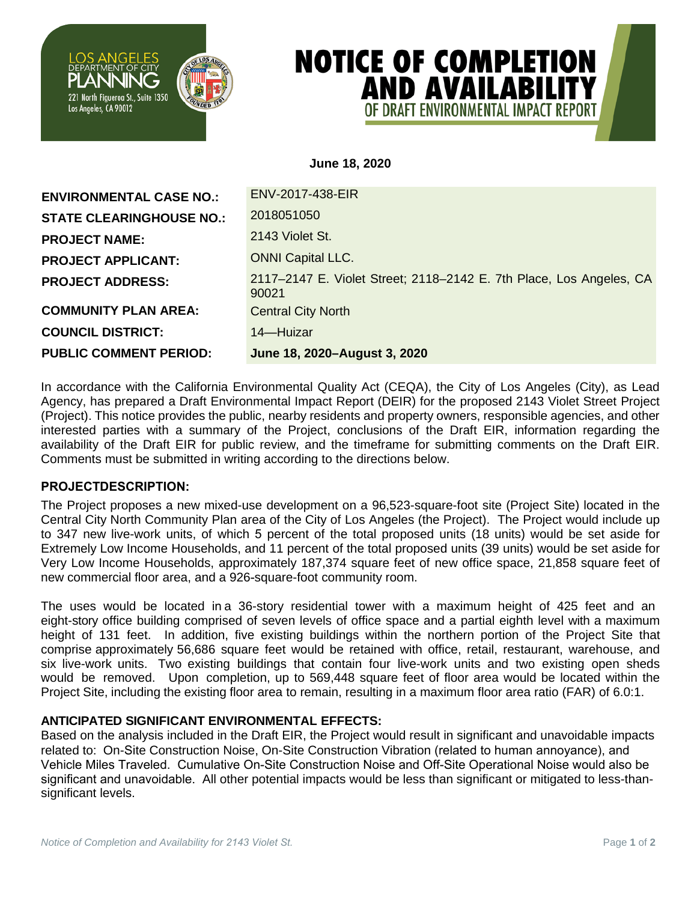LOS ANGELES
DEPARTMENT OF CITY
PLANNING
221 North Figueroa St., Suite 1350
Los Angeles, CA 90012

# NOTICE OF COMPLETION AND AVAILABILITY
## OF DRAFT ENVIRONMENTAL IMPACT REPORT

**June 18, 2020**

| | |
|---|---|
| **ENVIRONMENTAL CASE NO.:** | ENV-2017-438-EIR |
| **STATE CLEARINGHOUSE NO.:** | 2018051050 |
| **PROJECT NAME:** | 2143 Violet St. |
| **PROJECT APPLICANT:** | ONNI Capital LLC. |
| **PROJECT ADDRESS:** | 2117–2147 E. Violet Street; 2118–2142 E. 7th Place, Los Angeles, CA 90021 |
| **COMMUNITY PLAN AREA:** | Central City North |
| **COUNCIL DISTRICT:** | 14—Huizar |
| **PUBLIC COMMENT PERIOD:** | **June 18, 2020–August 3, 2020** |

In accordance with the California Environmental Quality Act (CEQA), the City of Los Angeles (City), as Lead Agency, has prepared a Draft Environmental Impact Report (DEIR) for the proposed 2143 Violet Street Project (Project). This notice provides the public, nearby residents and property owners, responsible agencies, and other interested parties with a summary of the Project, conclusions of the Draft EIR, information regarding the availability of the Draft EIR for public review, and the timeframe for submitting comments on the Draft EIR. Comments must be submitted in writing according to the directions below.

### PROJECTDESCRIPTION:

The Project proposes a new mixed-use development on a 96,523-square-foot site (Project Site) located in the Central City North Community Plan area of the City of Los Angeles (the Project). The Project would include up to 347 new live-work units, of which 5 percent of the total proposed units (18 units) would be set aside for Extremely Low Income Households, and 11 percent of the total proposed units (39 units) would be set aside for Very Low Income Households, approximately 187,374 square feet of new office space, 21,858 square feet of new commercial floor area, and a 926-square-foot community room.

The uses would be located in a 36-story residential tower with a maximum height of 425 feet and an eight-story office building comprised of seven levels of office space and a partial eighth level with a maximum height of 131 feet. In addition, five existing buildings within the northern portion of the Project Site that comprise approximately 56,686 square feet would be retained with office, retail, restaurant, warehouse, and six live-work units. Two existing buildings that contain four live-work units and two existing open sheds would be removed. Upon completion, up to 569,448 square feet of floor area would be located within the Project Site, including the existing floor area to remain, resulting in a maximum floor area ratio (FAR) of 6.0:1.

### ANTICIPATED SIGNIFICANT ENVIRONMENTAL EFFECTS:

Based on the analysis included in the Draft EIR, the Project would result in significant and unavoidable impacts related to: On-Site Construction Noise, On-Site Construction Vibration (related to human annoyance), and Vehicle Miles Traveled. Cumulative On-Site Construction Noise and Off-Site Operational Noise would also be significant and unavoidable. All other potential impacts would be less than significant or mitigated to less-than-significant levels.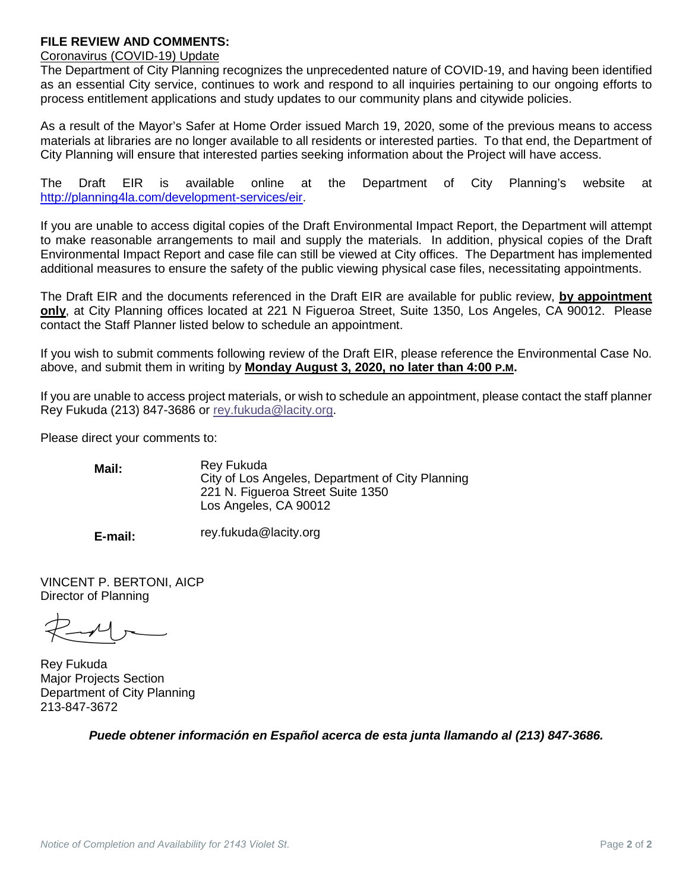**FILE REVIEW AND COMMENTS:**

Coronavirus (COVID-19) Update

The Department of City Planning recognizes the unprecedented nature of COVID-19, and having been identified as an essential City service, continues to work and respond to all inquiries pertaining to our ongoing efforts to process entitlement applications and study updates to our community plans and citywide policies.

As a result of the Mayor's Safer at Home Order issued March 19, 2020, some of the previous means to access materials at libraries are no longer available to all residents or interested parties. To that end, the Department of City Planning will ensure that interested parties seeking information about the Project will have access.

The Draft EIR is available online at the Department of City Planning's website at http://planning4la.com/development-services/eir.

If you are unable to access digital copies of the Draft Environmental Impact Report, the Department will attempt to make reasonable arrangements to mail and supply the materials. In addition, physical copies of the Draft Environmental Impact Report and case file can still be viewed at City offices. The Department has implemented additional measures to ensure the safety of the public viewing physical case files, necessitating appointments.

The Draft EIR and the documents referenced in the Draft EIR are available for public review, **by appointment only**, at City Planning offices located at 221 N Figueroa Street, Suite 1350, Los Angeles, CA 90012. Please contact the Staff Planner listed below to schedule an appointment.

If you wish to submit comments following review of the Draft EIR, please reference the Environmental Case No. above, and submit them in writing by **Monday August 3, 2020, no later than 4:00 P.M.**

If you are unable to access project materials, or wish to schedule an appointment, please contact the staff planner Rey Fukuda (213) 847-3686 or rey.fukuda@lacity.org.

Please direct your comments to:

**Mail:** Rey Fukuda
City of Los Angeles, Department of City Planning
221 N. Figueroa Street Suite 1350
Los Angeles, CA 90012

**E-mail:** rey.fukuda@lacity.org

VINCENT P. BERTONI, AICP
Director of Planning

Rey Fukuda
Major Projects Section
Department of City Planning
213-847-3672

***Puede obtener información en Español acerca de esta junta llamando al (213) 847-3686.***